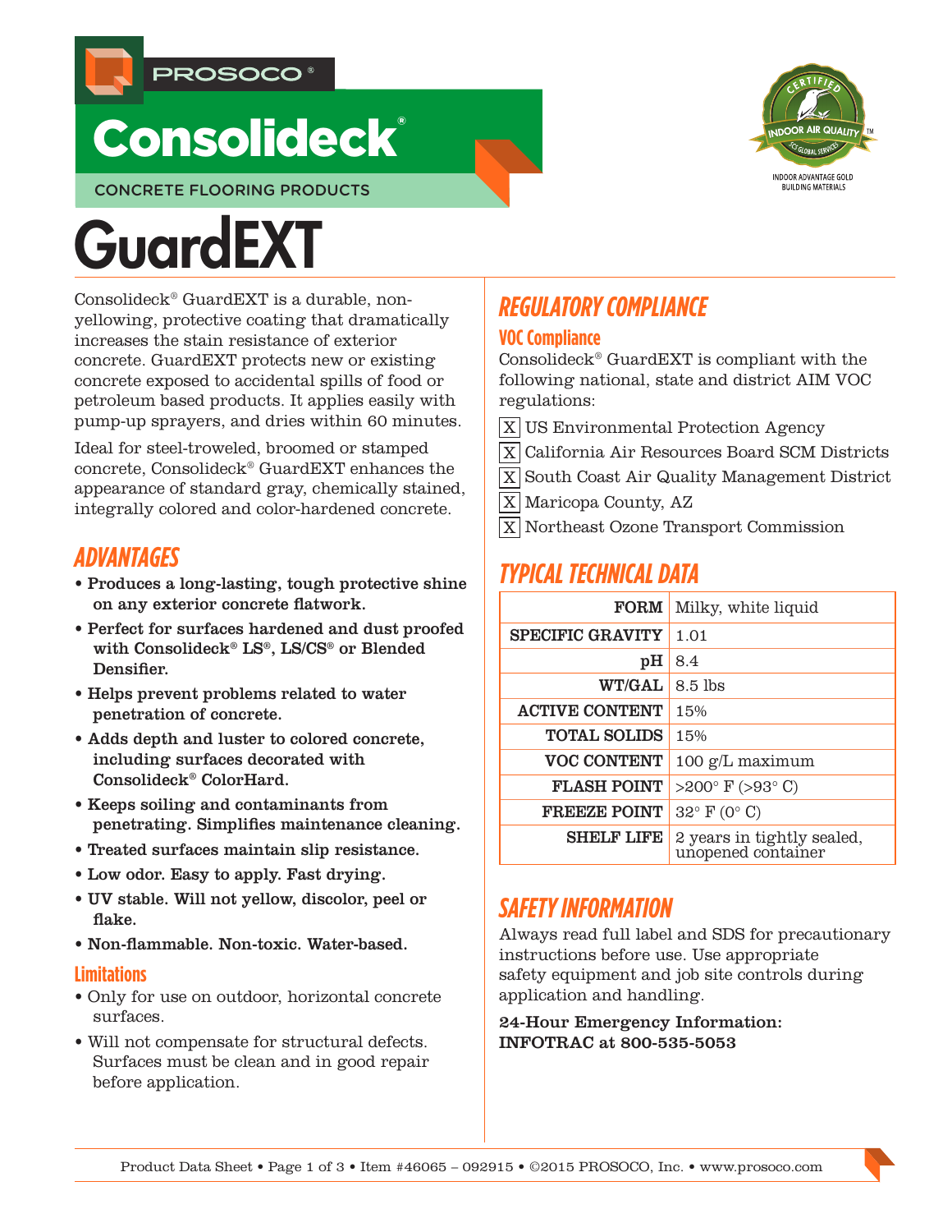PROSOCO®

# Consolideck®

CONCRETE FLOORING PRODUCTS

INDOOR AIR QUALITY CERTIFIED — SCS GLOBAL SERVICES — INDOOR ADVANTAGE GOLD BUILDING MATERIALS

# GuardEXT

Consolideck® GuardEXT is a durable, non-yellowing, protective coating that dramatically increases the stain resistance of exterior concrete. GuardEXT protects new or existing concrete exposed to accidental spills of food or petroleum based products. It applies easily with pump-up sprayers, and dries within 60 minutes.

Ideal for steel-troweled, broomed or stamped concrete, Consolideck® GuardEXT enhances the appearance of standard gray, chemically stained, integrally colored and color-hardened concrete.

## ADVANTAGES

- **Produces a long-lasting, tough protective shine on any exterior concrete flatwork.**
- **Perfect for surfaces hardened and dust proofed with Consolideck® LS®, LS/CS® or Blended Densifier.**
- **Helps prevent problems related to water penetration of concrete.**
- **Adds depth and luster to colored concrete, including surfaces decorated with Consolideck® ColorHard.**
- **Keeps soiling and contaminants from penetrating. Simplifies maintenance cleaning.**
- **Treated surfaces maintain slip resistance.**
- **Low odor. Easy to apply. Fast drying.**
- **UV stable. Will not yellow, discolor, peel or flake.**
- **Non-flammable. Non-toxic. Water-based.**

### Limitations

- Only for use on outdoor, horizontal concrete surfaces.
- Will not compensate for structural defects. Surfaces must be clean and in good repair before application.

## REGULATORY COMPLIANCE

### VOC Compliance

Consolideck® GuardEXT is compliant with the following national, state and district AIM VOC regulations:

- [X] US Environmental Protection Agency
- [X] California Air Resources Board SCM Districts
- [X] South Coast Air Quality Management District
- [X] Maricopa County, AZ
- [X] Northeast Ozone Transport Commission

## TYPICAL TECHNICAL DATA

| | |
|---|---|
| **FORM** | Milky, white liquid |
| **SPECIFIC GRAVITY** | 1.01 |
| **pH** | 8.4 |
| **WT/GAL** | 8.5 lbs |
| **ACTIVE CONTENT** | 15% |
| **TOTAL SOLIDS** | 15% |
| **VOC CONTENT** | 100 g/L maximum |
| **FLASH POINT** | >200° F (>93° C) |
| **FREEZE POINT** | 32° F (0° C) |
| **SHELF LIFE** | 2 years in tightly sealed, unopened container |

## SAFETY INFORMATION

Always read full label and SDS for precautionary instructions before use. Use appropriate safety equipment and job site controls during application and handling.

**24-Hour Emergency Information:**
**INFOTRAC at 800-535-5053**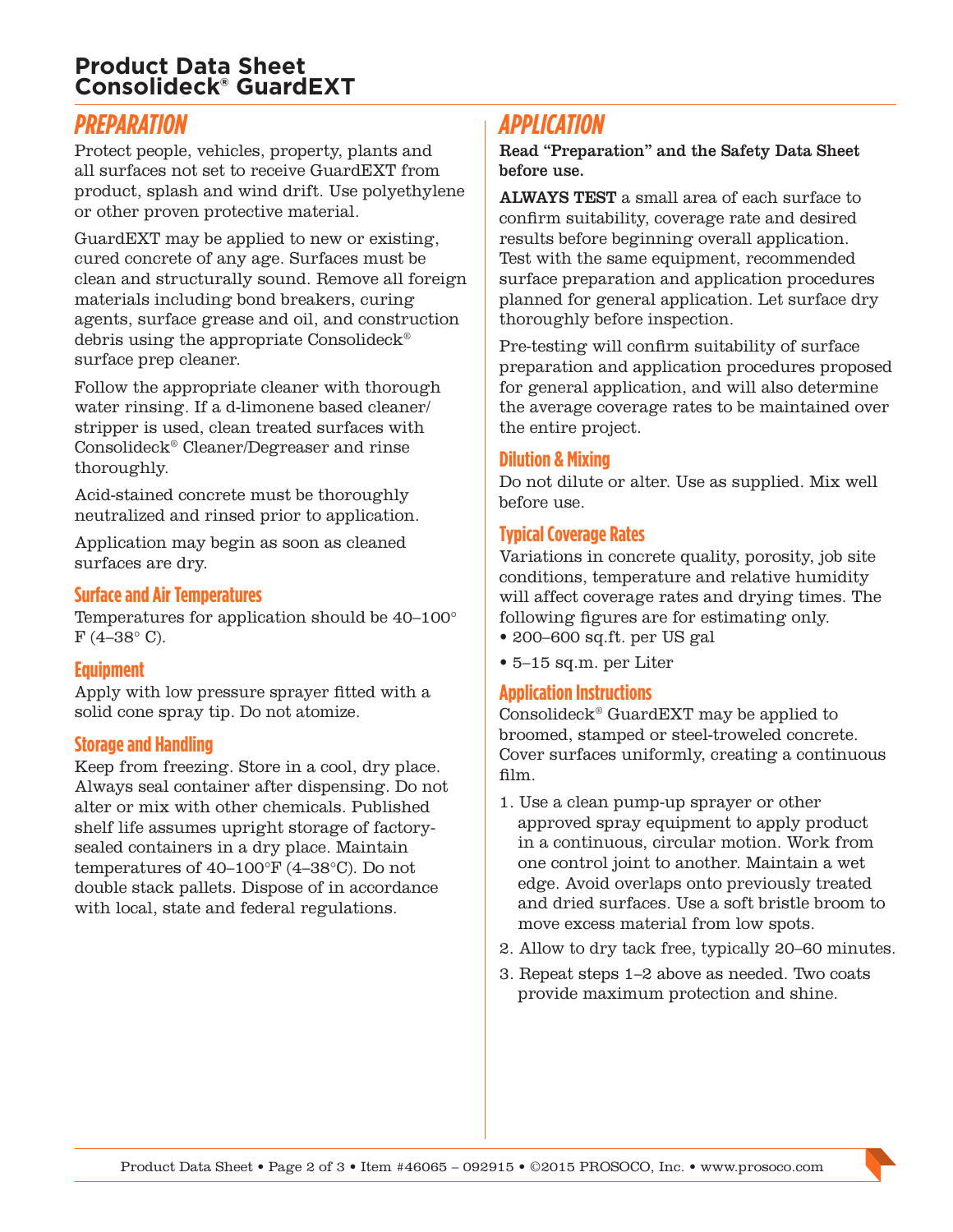# Product Data Sheet
# Consolideck® GuardEXT

## PREPARATION

Protect people, vehicles, property, plants and all surfaces not set to receive GuardEXT from product, splash and wind drift. Use polyethylene or other proven protective material.

GuardEXT may be applied to new or existing, cured concrete of any age. Surfaces must be clean and structurally sound. Remove all foreign materials including bond breakers, curing agents, surface grease and oil, and construction debris using the appropriate Consolideck® surface prep cleaner.

Follow the appropriate cleaner with thorough water rinsing. If a d-limonene based cleaner/stripper is used, clean treated surfaces with Consolideck® Cleaner/Degreaser and rinse thoroughly.

Acid-stained concrete must be thoroughly neutralized and rinsed prior to application.

Application may begin as soon as cleaned surfaces are dry.

### Surface and Air Temperatures

Temperatures for application should be 40–100° F (4–38° C).

### Equipment

Apply with low pressure sprayer fitted with a solid cone spray tip. Do not atomize.

### Storage and Handling

Keep from freezing. Store in a cool, dry place. Always seal container after dispensing. Do not alter or mix with other chemicals. Published shelf life assumes upright storage of factory-sealed containers in a dry place. Maintain temperatures of 40–100°F (4–38°C). Do not double stack pallets. Dispose of in accordance with local, state and federal regulations.

## APPLICATION

**Read "Preparation" and the Safety Data Sheet before use.**

**ALWAYS TEST** a small area of each surface to confirm suitability, coverage rate and desired results before beginning overall application. Test with the same equipment, recommended surface preparation and application procedures planned for general application. Let surface dry thoroughly before inspection.

Pre-testing will confirm suitability of surface preparation and application procedures proposed for general application, and will also determine the average coverage rates to be maintained over the entire project.

### Dilution & Mixing

Do not dilute or alter. Use as supplied. Mix well before use.

### Typical Coverage Rates

Variations in concrete quality, porosity, job site conditions, temperature and relative humidity will affect coverage rates and drying times. The following figures are for estimating only.

- 200–600 sq.ft. per US gal
- 5–15 sq.m. per Liter

### Application Instructions

Consolideck® GuardEXT may be applied to broomed, stamped or steel-troweled concrete. Cover surfaces uniformly, creating a continuous film.

1. Use a clean pump-up sprayer or other approved spray equipment to apply product in a continuous, circular motion. Work from one control joint to another. Maintain a wet edge. Avoid overlaps onto previously treated and dried surfaces. Use a soft bristle broom to move excess material from low spots.
2. Allow to dry tack free, typically 20–60 minutes.
3. Repeat steps 1–2 above as needed. Two coats provide maximum protection and shine.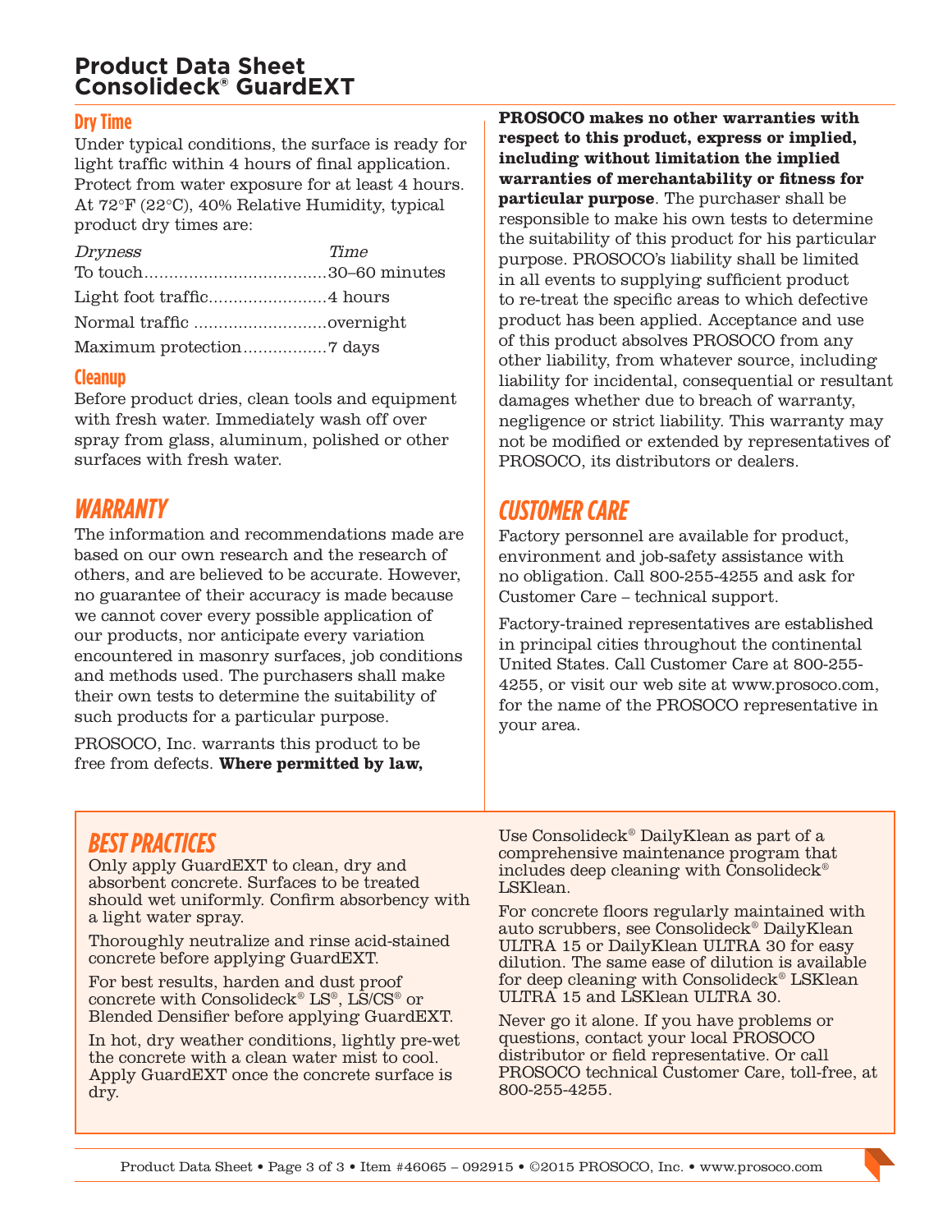# Product Data Sheet Consolideck® GuardEXT

### Dry Time

Under typical conditions, the surface is ready for light traffic within 4 hours of final application. Protect from water exposure for at least 4 hours. At 72°F (22°C), 40% Relative Humidity, typical product dry times are:

| *Dryness* | *Time* |
|---|---|
| To touch | 30–60 minutes |
| Light foot traffic | 4 hours |
| Normal traffic | overnight |
| Maximum protection | 7 days |

### Cleanup

Before product dries, clean tools and equipment with fresh water. Immediately wash off over spray from glass, aluminum, polished or other surfaces with fresh water.

## WARRANTY

The information and recommendations made are based on our own research and the research of others, and are believed to be accurate. However, no guarantee of their accuracy is made because we cannot cover every possible application of our products, nor anticipate every variation encountered in masonry surfaces, job conditions and methods used. The purchasers shall make their own tests to determine the suitability of such products for a particular purpose.

PROSOCO, Inc. warrants this product to be free from defects. **Where permitted by law, PROSOCO makes no other warranties with respect to this product, express or implied, including without limitation the implied warranties of merchantability or fitness for particular purpose**. The purchaser shall be responsible to make his own tests to determine the suitability of this product for his particular purpose. PROSOCO's liability shall be limited in all events to supplying sufficient product to re-treat the specific areas to which defective product has been applied. Acceptance and use of this product absolves PROSOCO from any other liability, from whatever source, including liability for incidental, consequential or resultant damages whether due to breach of warranty, negligence or strict liability. This warranty may not be modified or extended by representatives of PROSOCO, its distributors or dealers.

## CUSTOMER CARE

Factory personnel are available for product, environment and job-safety assistance with no obligation. Call 800-255-4255 and ask for Customer Care – technical support.

Factory-trained representatives are established in principal cities throughout the continental United States. Call Customer Care at 800-255-4255, or visit our web site at www.prosoco.com, for the name of the PROSOCO representative in your area.

## BEST PRACTICES

Only apply GuardEXT to clean, dry and absorbent concrete. Surfaces to be treated should wet uniformly. Confirm absorbency with a light water spray.

Thoroughly neutralize and rinse acid-stained concrete before applying GuardEXT.

For best results, harden and dust proof concrete with Consolideck® LS®, LS/CS® or Blended Densifier before applying GuardEXT.

In hot, dry weather conditions, lightly pre-wet the concrete with a clean water mist to cool. Apply GuardEXT once the concrete surface is dry.

Use Consolideck® DailyKlean as part of a comprehensive maintenance program that includes deep cleaning with Consolideck® LSKlean.

For concrete floors regularly maintained with auto scrubbers, see Consolideck® DailyKlean ULTRA 15 or DailyKlean ULTRA 30 for easy dilution. The same ease of dilution is available for deep cleaning with Consolideck® LSKlean ULTRA 15 and LSKlean ULTRA 30.

Never go it alone. If you have problems or questions, contact your local PROSOCO distributor or field representative. Or call PROSOCO technical Customer Care, toll-free, at 800-255-4255.